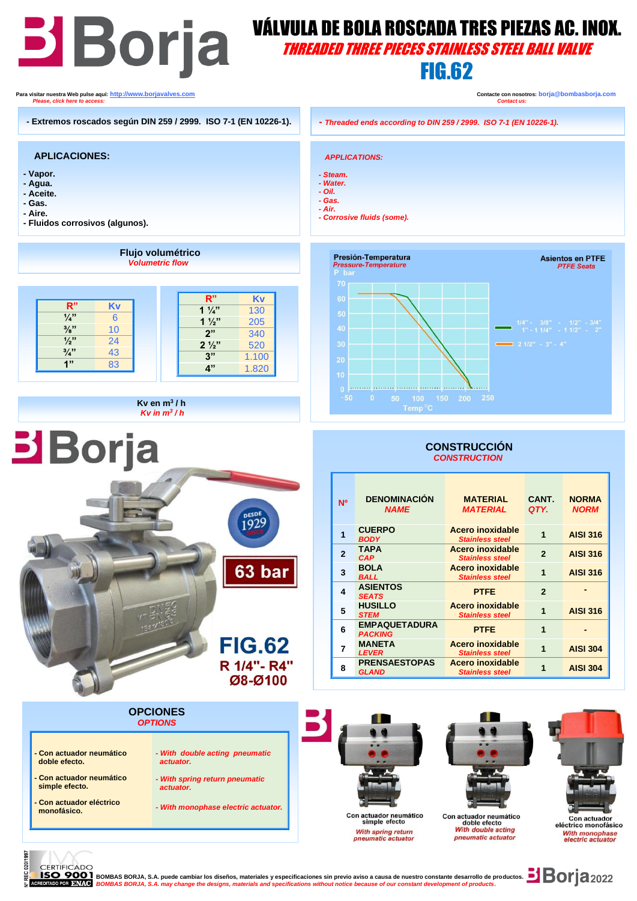# Borja

# VÁLVULA DE BOLA ROSCADA TRES PIEZAS AC. INOX.

*THREADED THREE PIECES STAINLESS STEEL BALL VALVE*

## FIG.62

Para visitar nuestra Web pulse aquí: http://www.borjavalves.com
*Please, click here to access:*

Contacte con nosotros: borja@bombasborja.com
*Contact us:*

- Extremos roscados según DIN 259 / 2999. ISO 7-1 (EN 10226-1).

*- Threaded ends according to DIN 259 / 2999. ISO 7-1 (EN 10226-1).*

### APLICACIONES:

- Vapor.
- Agua.
- Aceite.
- Gas.
- Aire.
- Fluidos corrosivos (algunos).

### *APPLICATIONS:*

- *Steam.*
- *Water.*
- *Oil.*
- *Gas.*
- *Air.*
- *Corrosive fluids (some).*

### Flujo volumétrico
*Volumetric flow*

| R" | Kv |
|---|---|
| ¼" | 6 |
| ⅜" | 10 |
| ½" | 24 |
| ¾" | 43 |
| 1" | 83 |

| R" | Kv |
|---|---|
| 1 ¼" | 130 |
| 1 ½" | 205 |
| 2" | 340 |
| 2 ½" | 520 |
| 3" | 1.100 |
| 4" | 1.820 |

Kv en m³ / h
*Kv in m³ / h*

**Presión-Temperatura** / *Pressure-Temperature* — P bar vs Temp °C

**Asientos en PTFE** / *PTFE Seats*

- 1/4" - 3/8" - 1/2" - 3/4" 1" - 1 1/4" - 1 1/2" - 2"
- 2 1/2" - 3" - 4"

63 bar

FIG.62
R 1/4"- R4"
Ø8-Ø100

### CONSTRUCCIÓN
*CONSTRUCTION*

| Nº | DENOMINACIÓN *NAME* | MATERIAL *MATERIAL* | CANT. *QTY.* | NORMA *NORM* |
|---|---|---|---|---|
| 1 | CUERPO *BODY* | Acero inoxidable *Stainless steel* | 1 | AISI 316 |
| 2 | TAPA *CAP* | Acero inoxidable *Stainless steel* | 2 | AISI 316 |
| 3 | BOLA *BALL* | Acero inoxidable *Stainless steel* | 1 | AISI 316 |
| 4 | ASIENTOS *SEATS* | PTFE | 2 | - |
| 5 | HUSILLO *STEM* | Acero inoxidable *Stainless steel* | 1 | AISI 316 |
| 6 | EMPAQUETADURA *PACKING* | PTFE | 1 | - |
| 7 | MANETA *LEVER* | Acero inoxidable *Stainless steel* | 1 | AISI 304 |
| 8 | PRENSAESTOPAS *GLAND* | Acero inoxidable *Stainless steel* | 1 | AISI 304 |

### OPCIONES
*OPTIONS*

| | |
|---|---|
| - Con actuador neumático doble efecto. | *- With double acting pneumatic actuator.* |
| - Con actuador neumático simple efecto. | *- With spring return pneumatic actuator.* |
| - Con actuador eléctrico monofásico. | *- With monophase electric actuator.* |

Con actuador neumático simple efecto
*With spring return pneumatic actuator*

Con actuador neumático doble efecto
*With double acting pneumatic actuator*

Con actuador eléctrico monofásico
*With monophase electric actuator*

CERTIFICADO ISO 9001

BOMBAS BORJA, S.A. puede cambiar los diseños, materiales y especificaciones sin previo aviso a causa de nuestro constante desarrollo de productos.
*BOMBAS BORJA, S.A. may change the designs, materials and specifications without notice because of our constant development of products.*

Borja 2022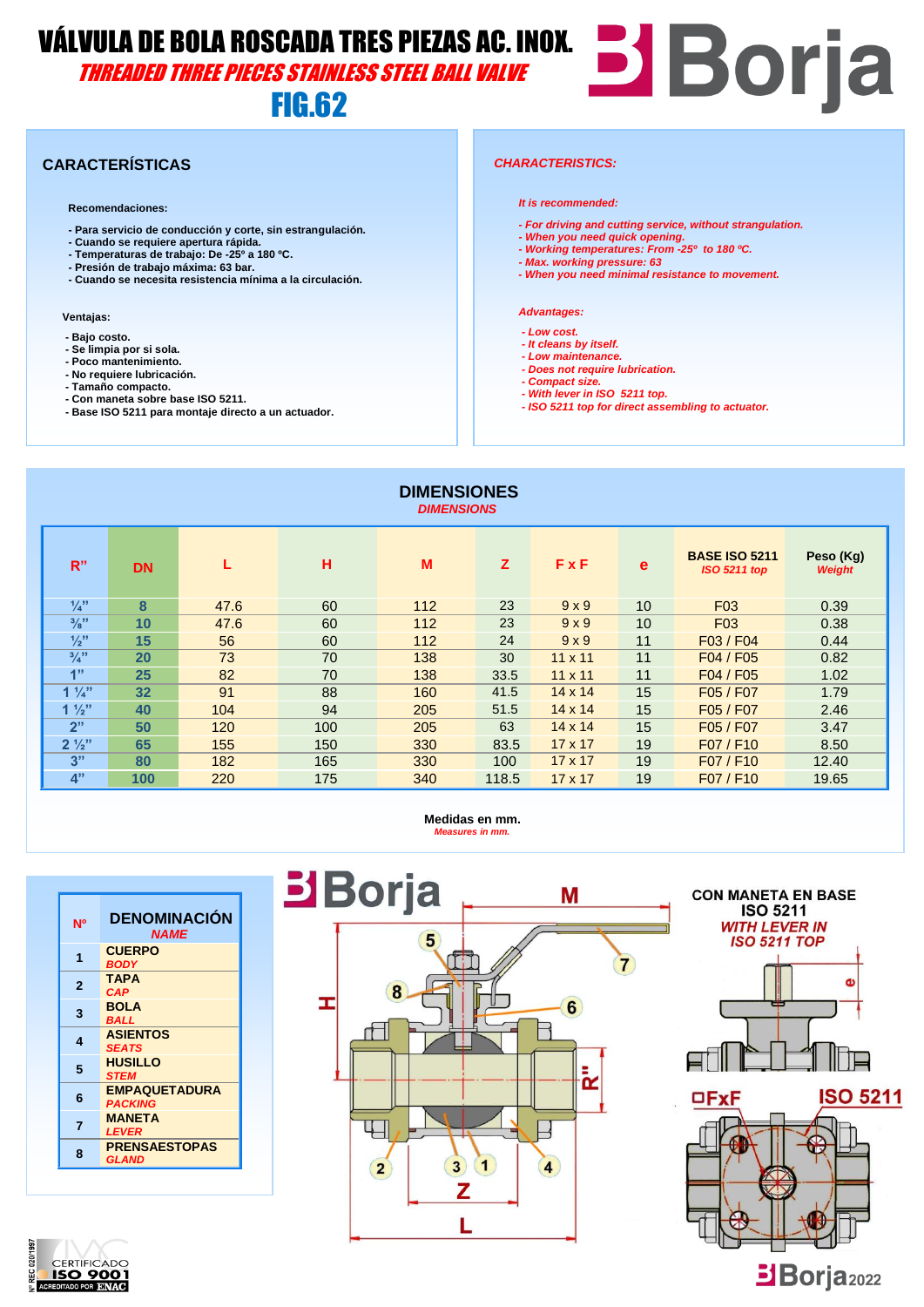# VÁLVULA DE BOLA ROSCADA TRES PIEZAS AC. INOX.

## *THREADED THREE PIECES STAINLESS STEEL BALL VALVE*

## FIG.62

### CARACTERÍSTICAS

**Recomendaciones:**

- Para servicio de conducción y corte, sin estrangulación.
- Cuando se requiere apertura rápida.
- Temperaturas de trabajo: De -25º a 180 ºC.
- Presión de trabajo máxima: 63 bar.
- Cuando se necesita resistencia mínima a la circulación.

**Ventajas:**

- Bajo costo.
- Se limpia por si sola.
- Poco mantenimiento.
- No requiere lubricación.
- Tamaño compacto.
- Con maneta sobre base ISO 5211.
- Base ISO 5211 para montaje directo a un actuador.

### *CHARACTERISTICS:*

*It is recommended:*

- *For driving and cutting service, without strangulation.*
- *When you need quick opening.*
- *Working temperatures: From -25º to 180 ºC.*
- *Max. working pressure: 63*
- *When you need minimal resistance to movement.*

*Advantages:*

- *Low cost.*
- *It cleans by itself.*
- *Low maintenance.*
- *Does not require lubrication.*
- *Compact size.*
- *With lever in ISO 5211 top.*
- *ISO 5211 top for direct assembling to actuator.*

### DIMENSIONES
*DIMENSIONS*

| R" | DN | L | H | M | Z | F x F | e | BASE ISO 5211 *ISO 5211 top* | Peso (Kg) *Weight* |
|---|---|---|---|---|---|---|---|---|---|
| ¼" | 8 | 47.6 | 60 | 112 | 23 | 9 x 9 | 10 | F03 | 0.39 |
| ⅜" | 10 | 47.6 | 60 | 112 | 23 | 9 x 9 | 10 | F03 | 0.38 |
| ½" | 15 | 56 | 60 | 112 | 24 | 9 x 9 | 11 | F03 / F04 | 0.44 |
| ¾" | 20 | 73 | 70 | 138 | 30 | 11 x 11 | 11 | F04 / F05 | 0.82 |
| 1" | 25 | 82 | 70 | 138 | 33.5 | 11 x 11 | 11 | F04 / F05 | 1.02 |
| 1 ¼" | 32 | 91 | 88 | 160 | 41.5 | 14 x 14 | 15 | F05 / F07 | 1.79 |
| 1 ½" | 40 | 104 | 94 | 205 | 51.5 | 14 x 14 | 15 | F05 / F07 | 2.46 |
| 2" | 50 | 120 | 100 | 205 | 63 | 14 x 14 | 15 | F05 / F07 | 3.47 |
| 2 ½" | 65 | 155 | 150 | 330 | 83.5 | 17 x 17 | 19 | F07 / F10 | 8.50 |
| 3" | 80 | 182 | 165 | 330 | 100 | 17 x 17 | 19 | F07 / F10 | 12.40 |
| 4" | 100 | 220 | 175 | 340 | 118.5 | 17 x 17 | 19 | F07 / F10 | 19.65 |

Medidas en mm.
*Measures in mm.*

| Nº | DENOMINACIÓN *NAME* |
|---|---|
| 1 | CUERPO *BODY* |
| 2 | TAPA *CAP* |
| 3 | BOLA *BALL* |
| 4 | ASIENTOS *SEATS* |
| 5 | HUSILLO *STEM* |
| 6 | EMPAQUETADURA *PACKING* |
| 7 | MANETA *LEVER* |
| 8 | PRENSAESTOPAS *GLAND* |

CON MANETA EN BASE ISO 5211
*WITH LEVER IN ISO 5211 TOP*

□FxF ISO 5211

CERTIFICADO ISO 9001 — Nº REC 020/1997 — ACREDITADO POR ENAC

Borja 2022